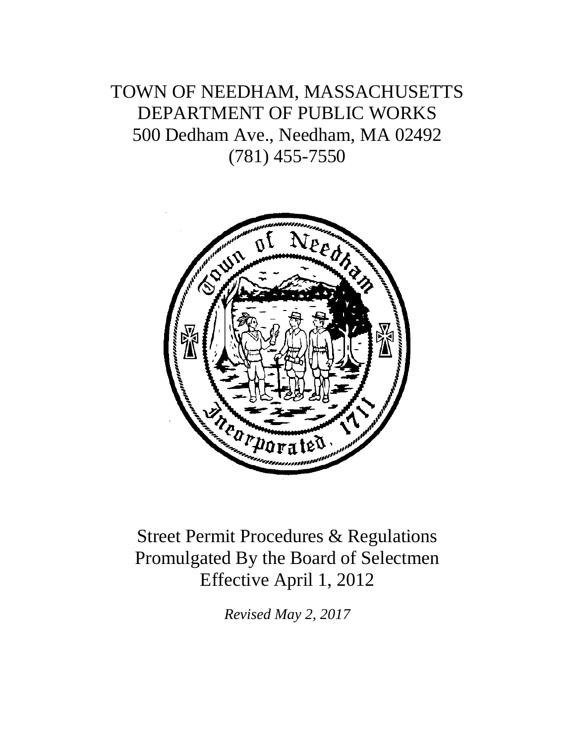# TOWN OF NEEDHAM, MASSACHUSETTS
## DEPARTMENT OF PUBLIC WORKS

500 Dedham Ave., Needham, MA 02492
(781) 455-7550

# Street Permit Procedures & Regulations
## Promulgated By the Board of Selectmen
## Effective April 1, 2012

*Revised May 2, 2017*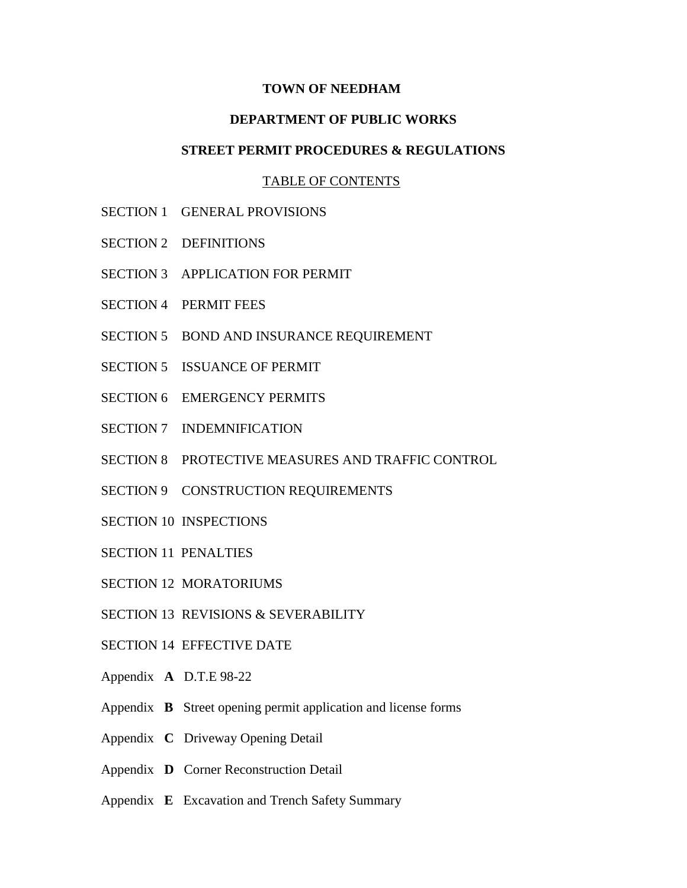# TOWN OF NEEDHAM

## DEPARTMENT OF PUBLIC WORKS

## STREET PERMIT PROCEDURES & REGULATIONS

TABLE OF CONTENTS

SECTION 1 GENERAL PROVISIONS

SECTION 2 DEFINITIONS

SECTION 3 APPLICATION FOR PERMIT

SECTION 4 PERMIT FEES

SECTION 5 BOND AND INSURANCE REQUIREMENT

SECTION 5 ISSUANCE OF PERMIT

SECTION 6 EMERGENCY PERMITS

SECTION 7 INDEMNIFICATION

SECTION 8 PROTECTIVE MEASURES AND TRAFFIC CONTROL

SECTION 9 CONSTRUCTION REQUIREMENTS

SECTION 10 INSPECTIONS

SECTION 11 PENALTIES

SECTION 12 MORATORIUMS

SECTION 13 REVISIONS & SEVERABILITY

SECTION 14 EFFECTIVE DATE

Appendix **A** D.T.E 98-22

Appendix **B** Street opening permit application and license forms

Appendix **C** Driveway Opening Detail

Appendix **D** Corner Reconstruction Detail

Appendix **E** Excavation and Trench Safety Summary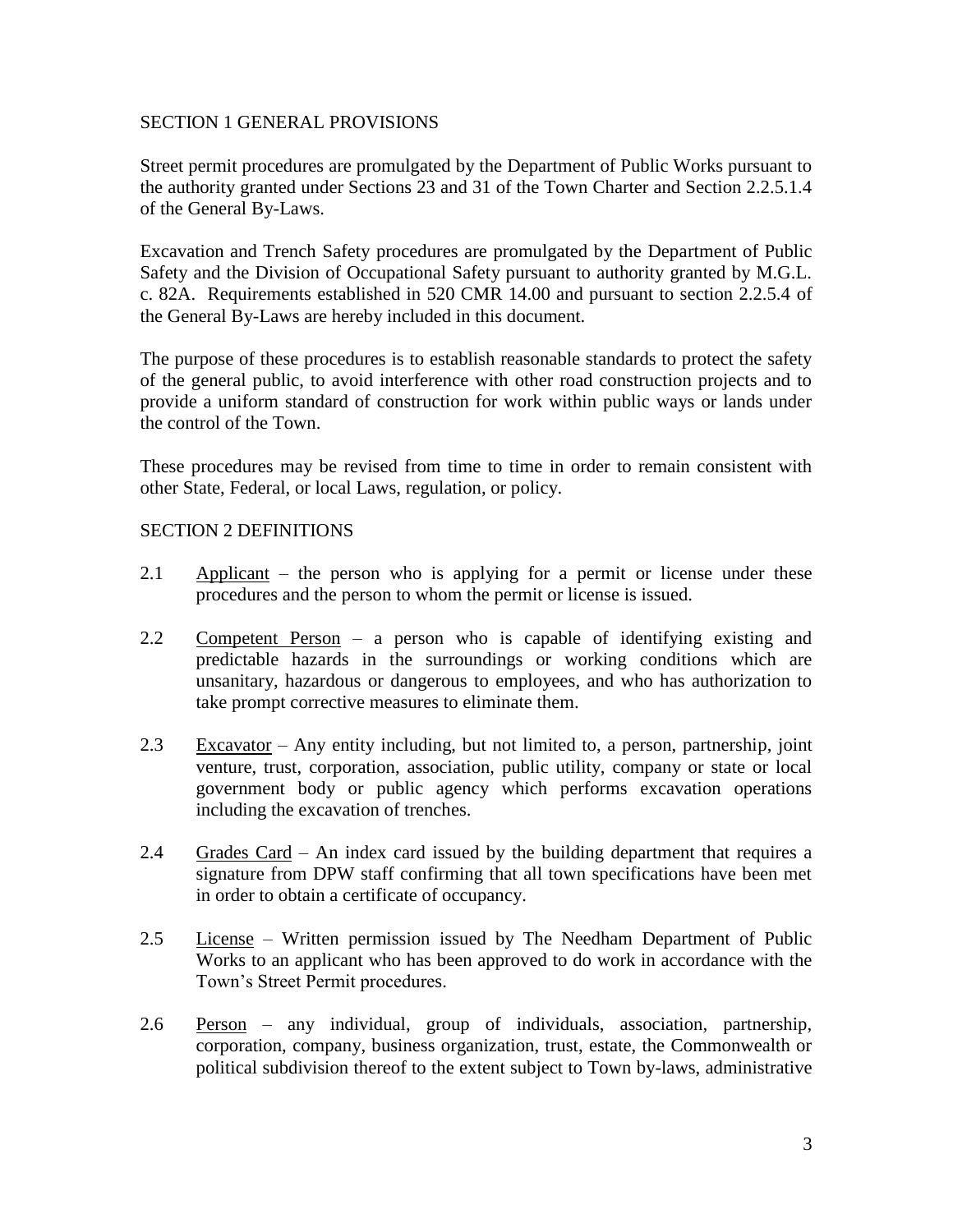## SECTION 1 GENERAL PROVISIONS

Street permit procedures are promulgated by the Department of Public Works pursuant to the authority granted under Sections 23 and 31 of the Town Charter and Section 2.2.5.1.4 of the General By-Laws.

Excavation and Trench Safety procedures are promulgated by the Department of Public Safety and the Division of Occupational Safety pursuant to authority granted by M.G.L. c. 82A. Requirements established in 520 CMR 14.00 and pursuant to section 2.2.5.4 of the General By-Laws are hereby included in this document.

The purpose of these procedures is to establish reasonable standards to protect the safety of the general public, to avoid interference with other road construction projects and to provide a uniform standard of construction for work within public ways or lands under the control of the Town.

These procedures may be revised from time to time in order to remain consistent with other State, Federal, or local Laws, regulation, or policy.

## SECTION 2 DEFINITIONS

2.1 <u>Applicant</u> – the person who is applying for a permit or license under these procedures and the person to whom the permit or license is issued.

2.2 <u>Competent Person</u> – a person who is capable of identifying existing and predictable hazards in the surroundings or working conditions which are unsanitary, hazardous or dangerous to employees, and who has authorization to take prompt corrective measures to eliminate them.

2.3 <u>Excavator</u> – Any entity including, but not limited to, a person, partnership, joint venture, trust, corporation, association, public utility, company or state or local government body or public agency which performs excavation operations including the excavation of trenches.

2.4 <u>Grades Card</u> – An index card issued by the building department that requires a signature from DPW staff confirming that all town specifications have been met in order to obtain a certificate of occupancy.

2.5 <u>License</u> – Written permission issued by The Needham Department of Public Works to an applicant who has been approved to do work in accordance with the Town's Street Permit procedures.

2.6 <u>Person</u> – any individual, group of individuals, association, partnership, corporation, company, business organization, trust, estate, the Commonwealth or political subdivision thereof to the extent subject to Town by-laws, administrative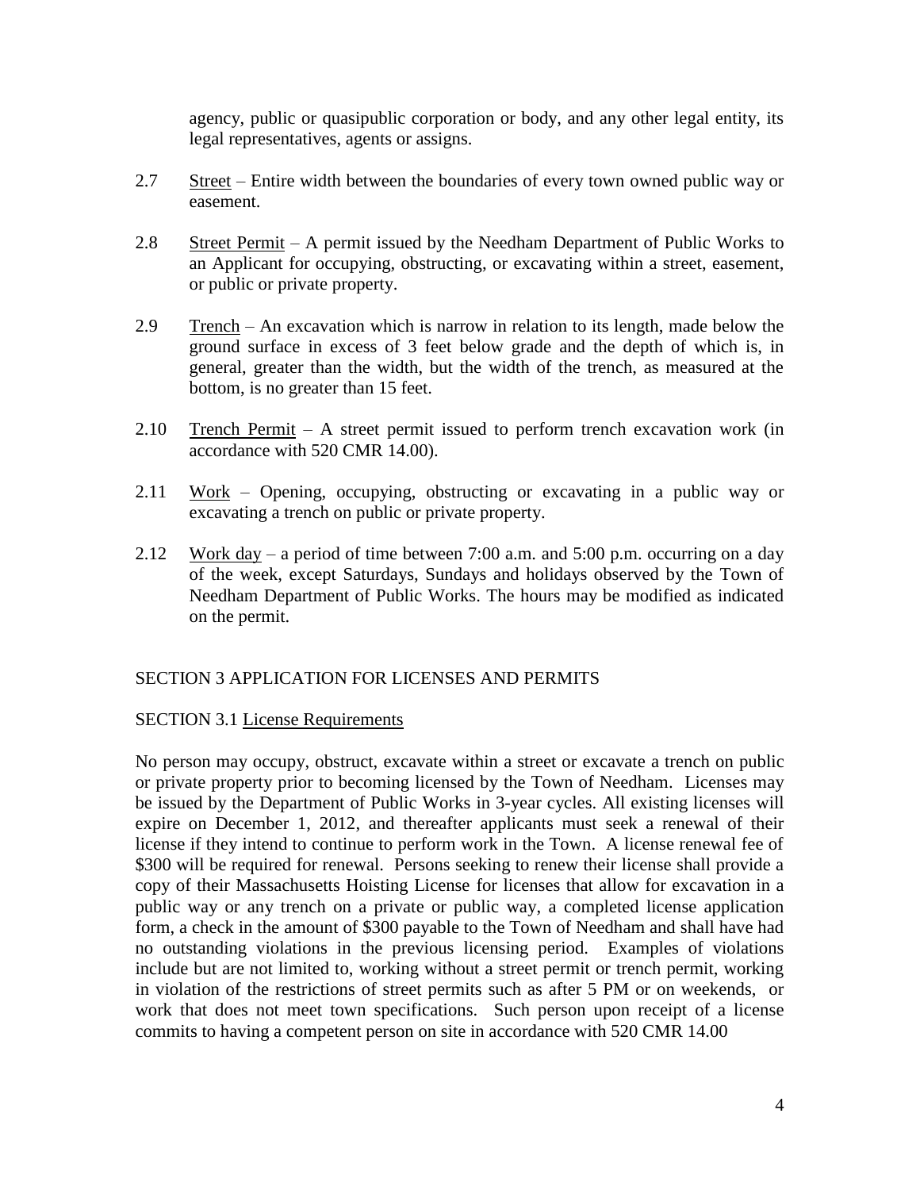agency, public or quasipublic corporation or body, and any other legal entity, its legal representatives, agents or assigns.

2.7 Street – Entire width between the boundaries of every town owned public way or easement.

2.8 Street Permit – A permit issued by the Needham Department of Public Works to an Applicant for occupying, obstructing, or excavating within a street, easement, or public or private property.

2.9 Trench – An excavation which is narrow in relation to its length, made below the ground surface in excess of 3 feet below grade and the depth of which is, in general, greater than the width, but the width of the trench, as measured at the bottom, is no greater than 15 feet.

2.10 Trench Permit – A street permit issued to perform trench excavation work (in accordance with 520 CMR 14.00).

2.11 Work – Opening, occupying, obstructing or excavating in a public way or excavating a trench on public or private property.

2.12 Work day – a period of time between 7:00 a.m. and 5:00 p.m. occurring on a day of the week, except Saturdays, Sundays and holidays observed by the Town of Needham Department of Public Works. The hours may be modified as indicated on the permit.

## SECTION 3 APPLICATION FOR LICENSES AND PERMITS

### SECTION 3.1 License Requirements

No person may occupy, obstruct, excavate within a street or excavate a trench on public or private property prior to becoming licensed by the Town of Needham. Licenses may be issued by the Department of Public Works in 3-year cycles. All existing licenses will expire on December 1, 2012, and thereafter applicants must seek a renewal of their license if they intend to continue to perform work in the Town. A license renewal fee of $300 will be required for renewal. Persons seeking to renew their license shall provide a copy of their Massachusetts Hoisting License for licenses that allow for excavation in a public way or any trench on a private or public way, a completed license application form, a check in the amount of $300 payable to the Town of Needham and shall have had no outstanding violations in the previous licensing period. Examples of violations include but are not limited to, working without a street permit or trench permit, working in violation of the restrictions of street permits such as after 5 PM or on weekends, or work that does not meet town specifications. Such person upon receipt of a license commits to having a competent person on site in accordance with 520 CMR 14.00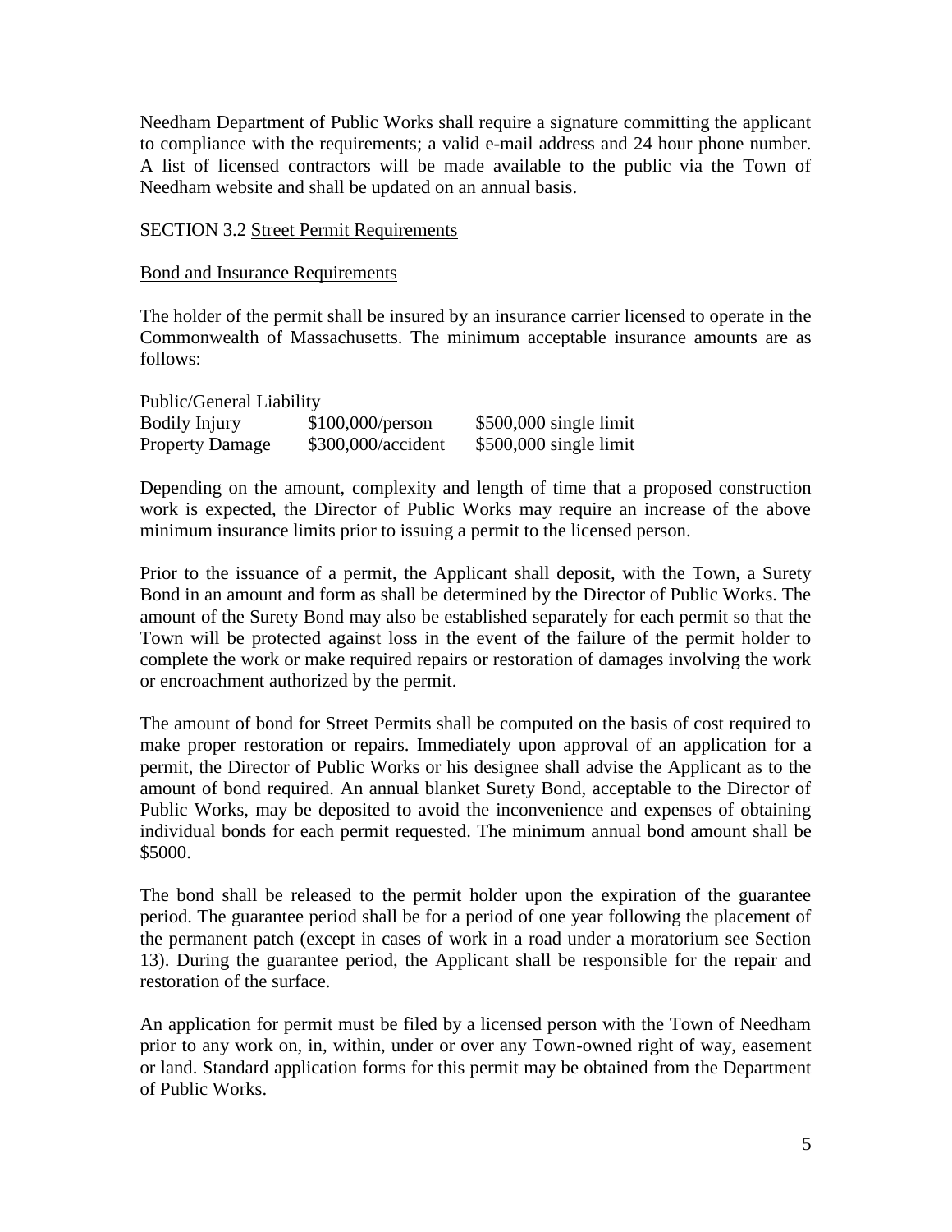Needham Department of Public Works shall require a signature committing the applicant to compliance with the requirements; a valid e-mail address and 24 hour phone number. A list of licensed contractors will be made available to the public via the Town of Needham website and shall be updated on an annual basis.

SECTION 3.2 Street Permit Requirements

Bond and Insurance Requirements

The holder of the permit shall be insured by an insurance carrier licensed to operate in the Commonwealth of Massachusetts. The minimum acceptable insurance amounts are as follows:

| Public/General Liability | | |
|---|---|---|
| Bodily Injury | $100,000/person | $500,000 single limit |
| Property Damage | $300,000/accident | $500,000 single limit |

Depending on the amount, complexity and length of time that a proposed construction work is expected, the Director of Public Works may require an increase of the above minimum insurance limits prior to issuing a permit to the licensed person.

Prior to the issuance of a permit, the Applicant shall deposit, with the Town, a Surety Bond in an amount and form as shall be determined by the Director of Public Works. The amount of the Surety Bond may also be established separately for each permit so that the Town will be protected against loss in the event of the failure of the permit holder to complete the work or make required repairs or restoration of damages involving the work or encroachment authorized by the permit.

The amount of bond for Street Permits shall be computed on the basis of cost required to make proper restoration or repairs. Immediately upon approval of an application for a permit, the Director of Public Works or his designee shall advise the Applicant as to the amount of bond required. An annual blanket Surety Bond, acceptable to the Director of Public Works, may be deposited to avoid the inconvenience and expenses of obtaining individual bonds for each permit requested. The minimum annual bond amount shall be $5000.

The bond shall be released to the permit holder upon the expiration of the guarantee period. The guarantee period shall be for a period of one year following the placement of the permanent patch (except in cases of work in a road under a moratorium see Section 13). During the guarantee period, the Applicant shall be responsible for the repair and restoration of the surface.

An application for permit must be filed by a licensed person with the Town of Needham prior to any work on, in, within, under or over any Town-owned right of way, easement or land. Standard application forms for this permit may be obtained from the Department of Public Works.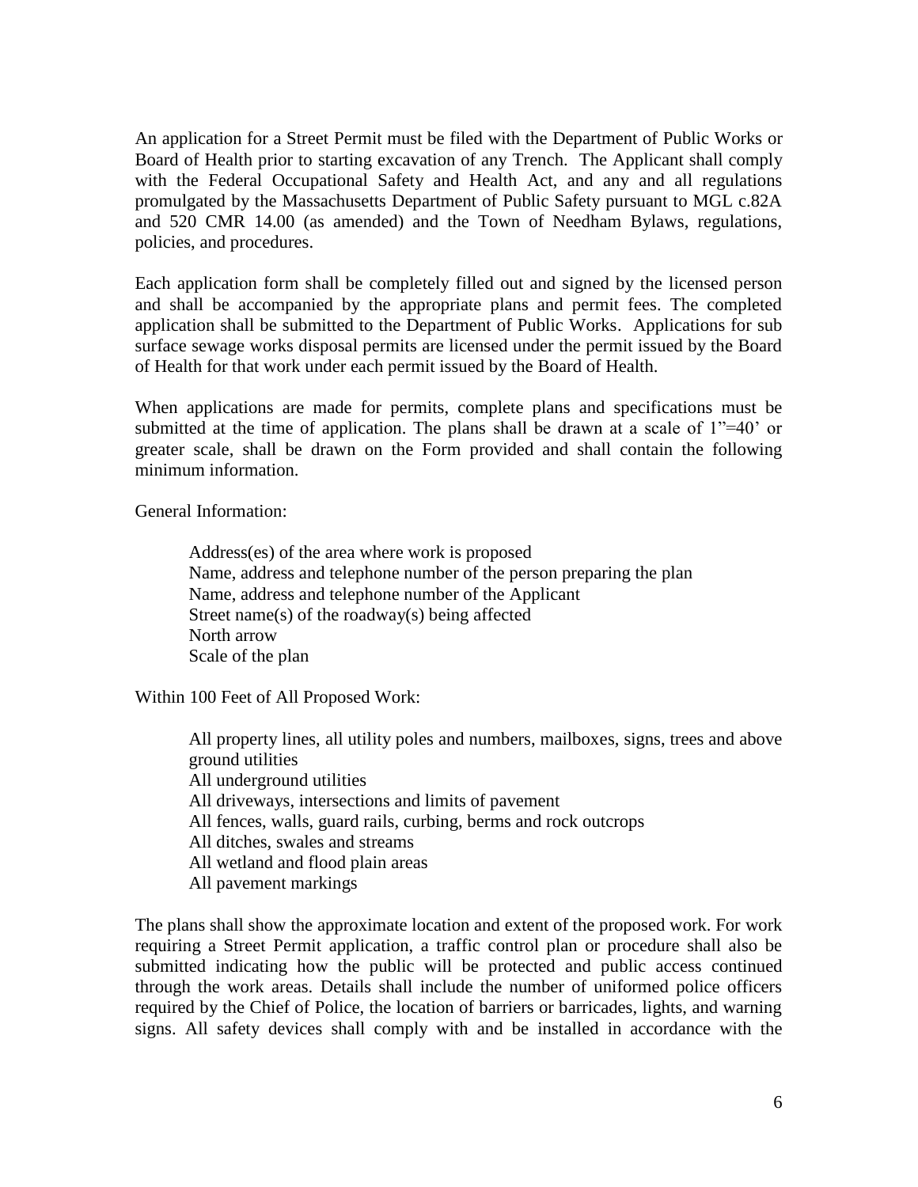An application for a Street Permit must be filed with the Department of Public Works or Board of Health prior to starting excavation of any Trench. The Applicant shall comply with the Federal Occupational Safety and Health Act, and any and all regulations promulgated by the Massachusetts Department of Public Safety pursuant to MGL c.82A and 520 CMR 14.00 (as amended) and the Town of Needham Bylaws, regulations, policies, and procedures.

Each application form shall be completely filled out and signed by the licensed person and shall be accompanied by the appropriate plans and permit fees. The completed application shall be submitted to the Department of Public Works. Applications for sub surface sewage works disposal permits are licensed under the permit issued by the Board of Health for that work under each permit issued by the Board of Health.

When applications are made for permits, complete plans and specifications must be submitted at the time of application. The plans shall be drawn at a scale of 1"=40' or greater scale, shall be drawn on the Form provided and shall contain the following minimum information.

General Information:

- Address(es) of the area where work is proposed
- Name, address and telephone number of the person preparing the plan
- Name, address and telephone number of the Applicant
- Street name(s) of the roadway(s) being affected
- North arrow
- Scale of the plan

Within 100 Feet of All Proposed Work:

- All property lines, all utility poles and numbers, mailboxes, signs, trees and above ground utilities
- All underground utilities
- All driveways, intersections and limits of pavement
- All fences, walls, guard rails, curbing, berms and rock outcrops
- All ditches, swales and streams
- All wetland and flood plain areas
- All pavement markings

The plans shall show the approximate location and extent of the proposed work. For work requiring a Street Permit application, a traffic control plan or procedure shall also be submitted indicating how the public will be protected and public access continued through the work areas. Details shall include the number of uniformed police officers required by the Chief of Police, the location of barriers or barricades, lights, and warning signs. All safety devices shall comply with and be installed in accordance with the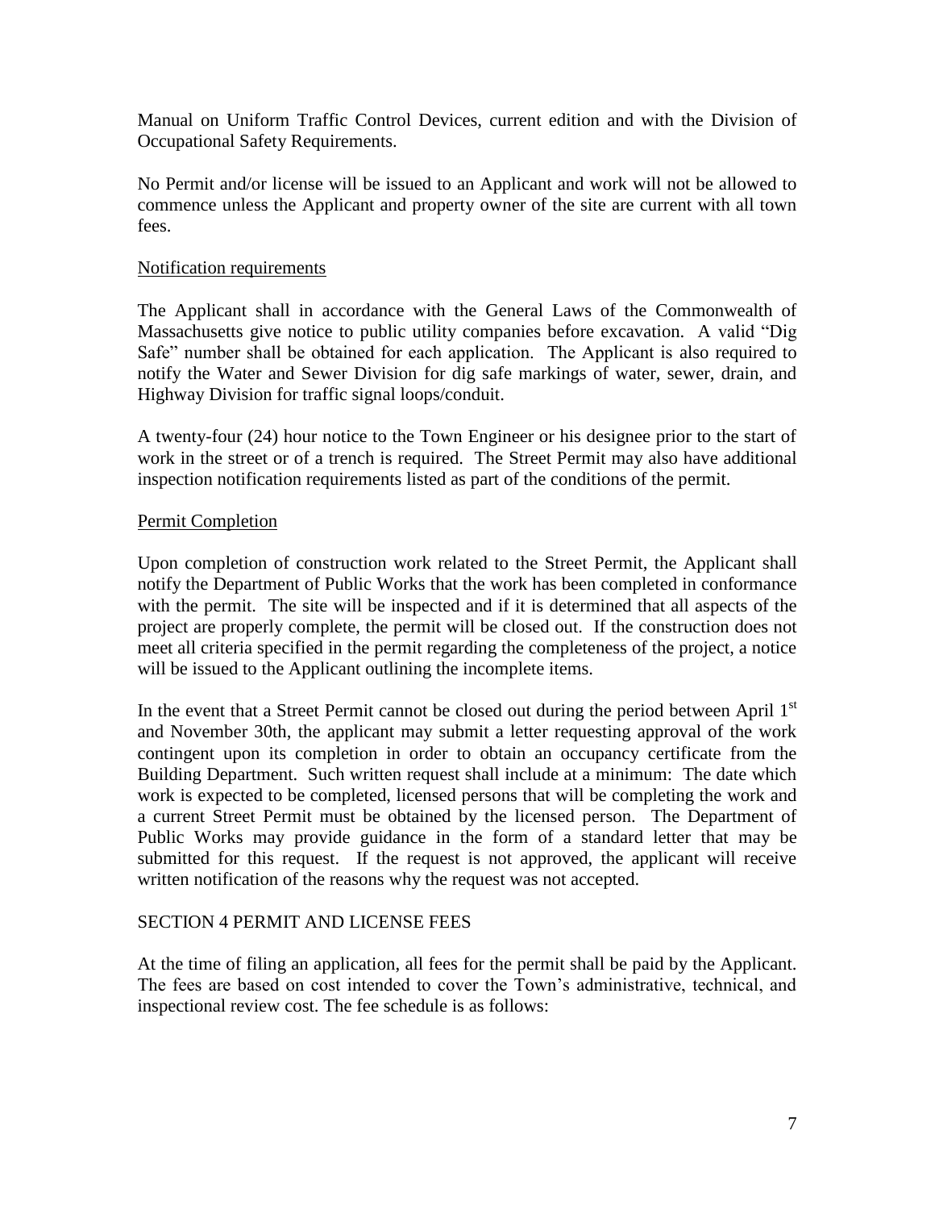Manual on Uniform Traffic Control Devices, current edition and with the Division of Occupational Safety Requirements.

No Permit and/or license will be issued to an Applicant and work will not be allowed to commence unless the Applicant and property owner of the site are current with all town fees.

Notification requirements

The Applicant shall in accordance with the General Laws of the Commonwealth of Massachusetts give notice to public utility companies before excavation. A valid "Dig Safe" number shall be obtained for each application. The Applicant is also required to notify the Water and Sewer Division for dig safe markings of water, sewer, drain, and Highway Division for traffic signal loops/conduit.

A twenty-four (24) hour notice to the Town Engineer or his designee prior to the start of work in the street or of a trench is required. The Street Permit may also have additional inspection notification requirements listed as part of the conditions of the permit.

Permit Completion

Upon completion of construction work related to the Street Permit, the Applicant shall notify the Department of Public Works that the work has been completed in conformance with the permit. The site will be inspected and if it is determined that all aspects of the project are properly complete, the permit will be closed out. If the construction does not meet all criteria specified in the permit regarding the completeness of the project, a notice will be issued to the Applicant outlining the incomplete items.

In the event that a Street Permit cannot be closed out during the period between April 1st and November 30th, the applicant may submit a letter requesting approval of the work contingent upon its completion in order to obtain an occupancy certificate from the Building Department. Such written request shall include at a minimum: The date which work is expected to be completed, licensed persons that will be completing the work and a current Street Permit must be obtained by the licensed person. The Department of Public Works may provide guidance in the form of a standard letter that may be submitted for this request. If the request is not approved, the applicant will receive written notification of the reasons why the request was not accepted.

## SECTION 4 PERMIT AND LICENSE FEES

At the time of filing an application, all fees for the permit shall be paid by the Applicant. The fees are based on cost intended to cover the Town's administrative, technical, and inspectional review cost. The fee schedule is as follows: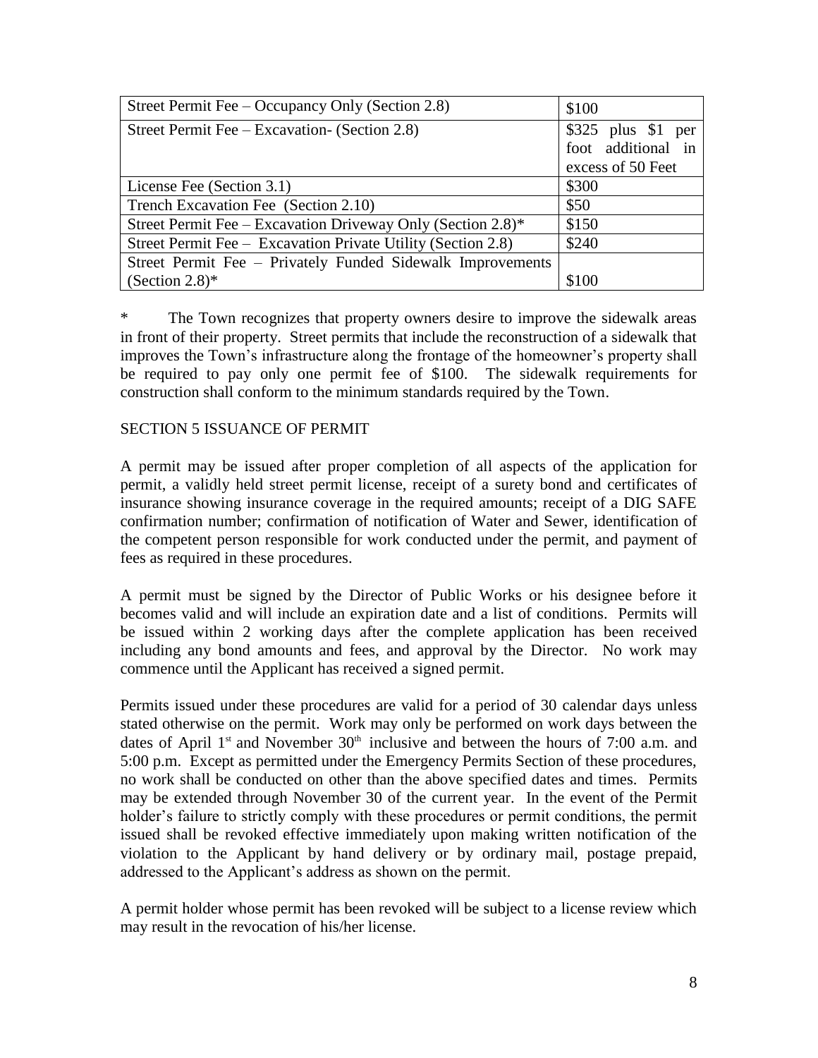| Street Permit Fee – Occupancy Only (Section 2.8) | $100 |
|---|---|
| Street Permit Fee – Excavation- (Section 2.8) | $325 plus $1 per foot additional in excess of 50 Feet |
| License Fee (Section 3.1) | $300 |
| Trench Excavation Fee (Section 2.10) | $50 |
| Street Permit Fee – Excavation Driveway Only (Section 2.8)* | $150 |
| Street Permit Fee – Excavation Private Utility (Section 2.8) | $240 |
| Street Permit Fee – Privately Funded Sidewalk Improvements (Section 2.8)* | $100 |

\* The Town recognizes that property owners desire to improve the sidewalk areas in front of their property. Street permits that include the reconstruction of a sidewalk that improves the Town's infrastructure along the frontage of the homeowner's property shall be required to pay only one permit fee of $100. The sidewalk requirements for construction shall conform to the minimum standards required by the Town.

## SECTION 5 ISSUANCE OF PERMIT

A permit may be issued after proper completion of all aspects of the application for permit, a validly held street permit license, receipt of a surety bond and certificates of insurance showing insurance coverage in the required amounts; receipt of a DIG SAFE confirmation number; confirmation of notification of Water and Sewer, identification of the competent person responsible for work conducted under the permit, and payment of fees as required in these procedures.

A permit must be signed by the Director of Public Works or his designee before it becomes valid and will include an expiration date and a list of conditions. Permits will be issued within 2 working days after the complete application has been received including any bond amounts and fees, and approval by the Director. No work may commence until the Applicant has received a signed permit.

Permits issued under these procedures are valid for a period of 30 calendar days unless stated otherwise on the permit. Work may only be performed on work days between the dates of April 1st and November 30th inclusive and between the hours of 7:00 a.m. and 5:00 p.m. Except as permitted under the Emergency Permits Section of these procedures, no work shall be conducted on other than the above specified dates and times. Permits may be extended through November 30 of the current year. In the event of the Permit holder's failure to strictly comply with these procedures or permit conditions, the permit issued shall be revoked effective immediately upon making written notification of the violation to the Applicant by hand delivery or by ordinary mail, postage prepaid, addressed to the Applicant's address as shown on the permit.

A permit holder whose permit has been revoked will be subject to a license review which may result in the revocation of his/her license.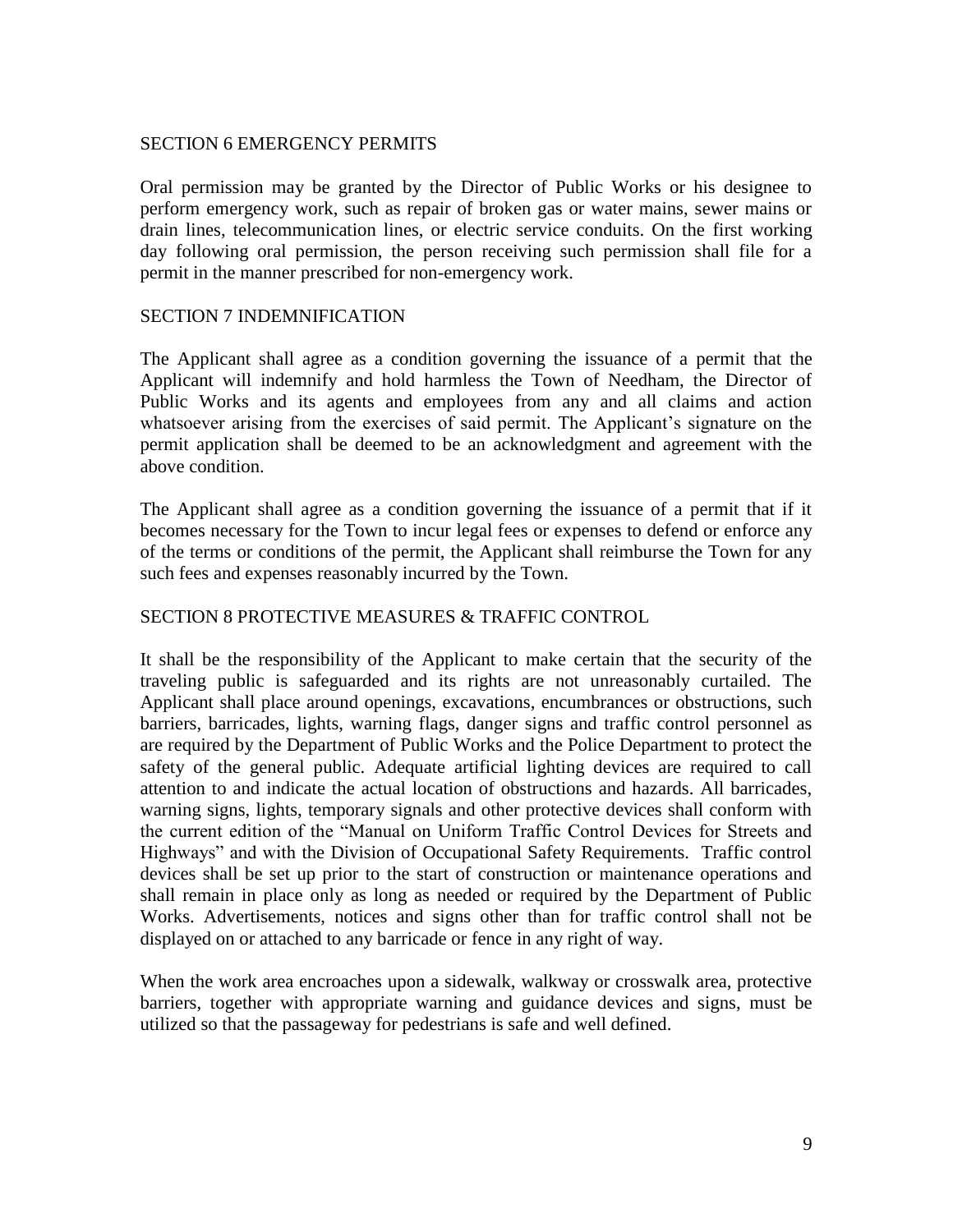## SECTION 6 EMERGENCY PERMITS

Oral permission may be granted by the Director of Public Works or his designee to perform emergency work, such as repair of broken gas or water mains, sewer mains or drain lines, telecommunication lines, or electric service conduits. On the first working day following oral permission, the person receiving such permission shall file for a permit in the manner prescribed for non-emergency work.

## SECTION 7 INDEMNIFICATION

The Applicant shall agree as a condition governing the issuance of a permit that the Applicant will indemnify and hold harmless the Town of Needham, the Director of Public Works and its agents and employees from any and all claims and action whatsoever arising from the exercises of said permit. The Applicant's signature on the permit application shall be deemed to be an acknowledgment and agreement with the above condition.

The Applicant shall agree as a condition governing the issuance of a permit that if it becomes necessary for the Town to incur legal fees or expenses to defend or enforce any of the terms or conditions of the permit, the Applicant shall reimburse the Town for any such fees and expenses reasonably incurred by the Town.

## SECTION 8 PROTECTIVE MEASURES & TRAFFIC CONTROL

It shall be the responsibility of the Applicant to make certain that the security of the traveling public is safeguarded and its rights are not unreasonably curtailed. The Applicant shall place around openings, excavations, encumbrances or obstructions, such barriers, barricades, lights, warning flags, danger signs and traffic control personnel as are required by the Department of Public Works and the Police Department to protect the safety of the general public. Adequate artificial lighting devices are required to call attention to and indicate the actual location of obstructions and hazards. All barricades, warning signs, lights, temporary signals and other protective devices shall conform with the current edition of the "Manual on Uniform Traffic Control Devices for Streets and Highways" and with the Division of Occupational Safety Requirements. Traffic control devices shall be set up prior to the start of construction or maintenance operations and shall remain in place only as long as needed or required by the Department of Public Works. Advertisements, notices and signs other than for traffic control shall not be displayed on or attached to any barricade or fence in any right of way.

When the work area encroaches upon a sidewalk, walkway or crosswalk area, protective barriers, together with appropriate warning and guidance devices and signs, must be utilized so that the passageway for pedestrians is safe and well defined.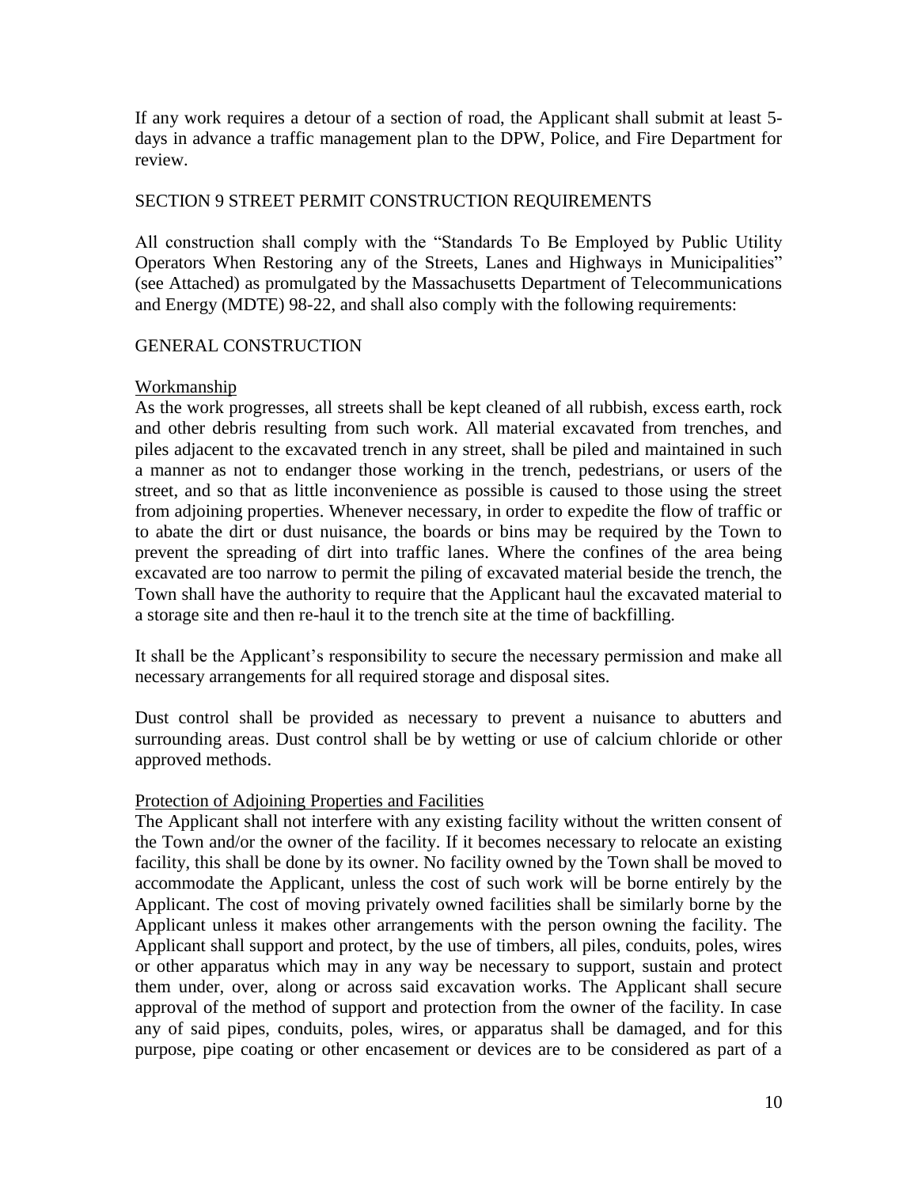If any work requires a detour of a section of road, the Applicant shall submit at least 5-days in advance a traffic management plan to the DPW, Police, and Fire Department for review.

## SECTION 9 STREET PERMIT CONSTRUCTION REQUIREMENTS

All construction shall comply with the "Standards To Be Employed by Public Utility Operators When Restoring any of the Streets, Lanes and Highways in Municipalities" (see Attached) as promulgated by the Massachusetts Department of Telecommunications and Energy (MDTE) 98-22, and shall also comply with the following requirements:

### GENERAL CONSTRUCTION

#### Workmanship

As the work progresses, all streets shall be kept cleaned of all rubbish, excess earth, rock and other debris resulting from such work. All material excavated from trenches, and piles adjacent to the excavated trench in any street, shall be piled and maintained in such a manner as not to endanger those working in the trench, pedestrians, or users of the street, and so that as little inconvenience as possible is caused to those using the street from adjoining properties. Whenever necessary, in order to expedite the flow of traffic or to abate the dirt or dust nuisance, the boards or bins may be required by the Town to prevent the spreading of dirt into traffic lanes. Where the confines of the area being excavated are too narrow to permit the piling of excavated material beside the trench, the Town shall have the authority to require that the Applicant haul the excavated material to a storage site and then re-haul it to the trench site at the time of backfilling.

It shall be the Applicant's responsibility to secure the necessary permission and make all necessary arrangements for all required storage and disposal sites.

Dust control shall be provided as necessary to prevent a nuisance to abutters and surrounding areas. Dust control shall be by wetting or use of calcium chloride or other approved methods.

#### Protection of Adjoining Properties and Facilities

The Applicant shall not interfere with any existing facility without the written consent of the Town and/or the owner of the facility. If it becomes necessary to relocate an existing facility, this shall be done by its owner. No facility owned by the Town shall be moved to accommodate the Applicant, unless the cost of such work will be borne entirely by the Applicant. The cost of moving privately owned facilities shall be similarly borne by the Applicant unless it makes other arrangements with the person owning the facility. The Applicant shall support and protect, by the use of timbers, all piles, conduits, poles, wires or other apparatus which may in any way be necessary to support, sustain and protect them under, over, along or across said excavation works. The Applicant shall secure approval of the method of support and protection from the owner of the facility. In case any of said pipes, conduits, poles, wires, or apparatus shall be damaged, and for this purpose, pipe coating or other encasement or devices are to be considered as part of a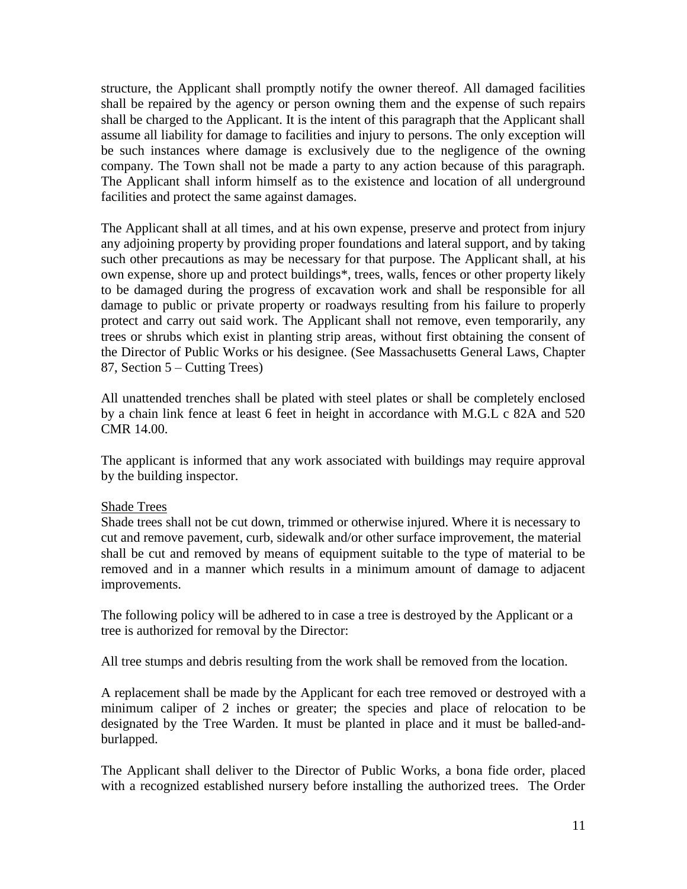structure, the Applicant shall promptly notify the owner thereof. All damaged facilities shall be repaired by the agency or person owning them and the expense of such repairs shall be charged to the Applicant. It is the intent of this paragraph that the Applicant shall assume all liability for damage to facilities and injury to persons. The only exception will be such instances where damage is exclusively due to the negligence of the owning company. The Town shall not be made a party to any action because of this paragraph. The Applicant shall inform himself as to the existence and location of all underground facilities and protect the same against damages.

The Applicant shall at all times, and at his own expense, preserve and protect from injury any adjoining property by providing proper foundations and lateral support, and by taking such other precautions as may be necessary for that purpose. The Applicant shall, at his own expense, shore up and protect buildings*, trees, walls, fences or other property likely to be damaged during the progress of excavation work and shall be responsible for all damage to public or private property or roadways resulting from his failure to properly protect and carry out said work. The Applicant shall not remove, even temporarily, any trees or shrubs which exist in planting strip areas, without first obtaining the consent of the Director of Public Works or his designee. (See Massachusetts General Laws, Chapter 87, Section 5 – Cutting Trees)

All unattended trenches shall be plated with steel plates or shall be completely enclosed by a chain link fence at least 6 feet in height in accordance with M.G.L c 82A and 520 CMR 14.00.

The applicant is informed that any work associated with buildings may require approval by the building inspector.

<u>Shade Trees</u>

Shade trees shall not be cut down, trimmed or otherwise injured. Where it is necessary to cut and remove pavement, curb, sidewalk and/or other surface improvement, the material shall be cut and removed by means of equipment suitable to the type of material to be removed and in a manner which results in a minimum amount of damage to adjacent improvements.

The following policy will be adhered to in case a tree is destroyed by the Applicant or a tree is authorized for removal by the Director:

All tree stumps and debris resulting from the work shall be removed from the location.

A replacement shall be made by the Applicant for each tree removed or destroyed with a minimum caliper of 2 inches or greater; the species and place of relocation to be designated by the Tree Warden. It must be planted in place and it must be balled-and-burlapped.

The Applicant shall deliver to the Director of Public Works, a bona fide order, placed with a recognized established nursery before installing the authorized trees. The Order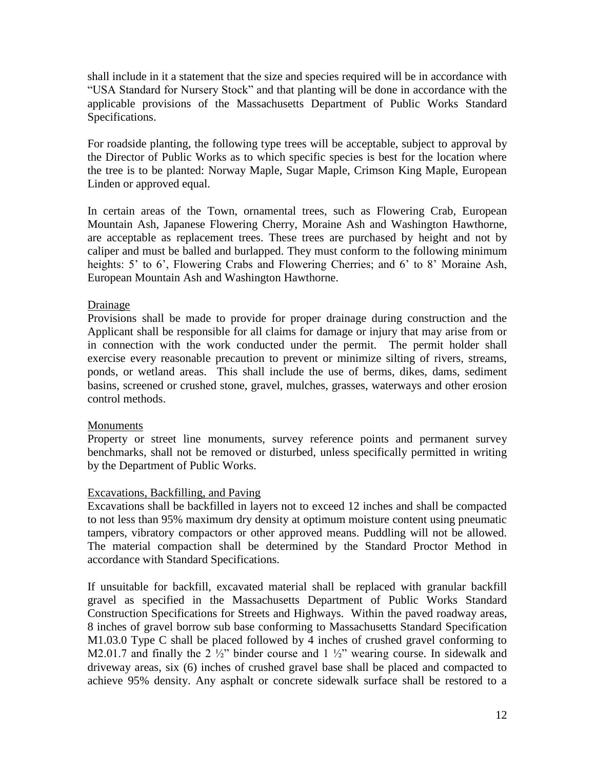shall include in it a statement that the size and species required will be in accordance with "USA Standard for Nursery Stock" and that planting will be done in accordance with the applicable provisions of the Massachusetts Department of Public Works Standard Specifications.

For roadside planting, the following type trees will be acceptable, subject to approval by the Director of Public Works as to which specific species is best for the location where the tree is to be planted: Norway Maple, Sugar Maple, Crimson King Maple, European Linden or approved equal.

In certain areas of the Town, ornamental trees, such as Flowering Crab, European Mountain Ash, Japanese Flowering Cherry, Moraine Ash and Washington Hawthorne, are acceptable as replacement trees. These trees are purchased by height and not by caliper and must be balled and burlapped. They must conform to the following minimum heights: 5' to 6', Flowering Crabs and Flowering Cherries; and 6' to 8' Moraine Ash, European Mountain Ash and Washington Hawthorne.

<u>Drainage</u>

Provisions shall be made to provide for proper drainage during construction and the Applicant shall be responsible for all claims for damage or injury that may arise from or in connection with the work conducted under the permit. The permit holder shall exercise every reasonable precaution to prevent or minimize silting of rivers, streams, ponds, or wetland areas. This shall include the use of berms, dikes, dams, sediment basins, screened or crushed stone, gravel, mulches, grasses, waterways and other erosion control methods.

<u>Monuments</u>

Property or street line monuments, survey reference points and permanent survey benchmarks, shall not be removed or disturbed, unless specifically permitted in writing by the Department of Public Works.

<u>Excavations, Backfilling, and Paving</u>

Excavations shall be backfilled in layers not to exceed 12 inches and shall be compacted to not less than 95% maximum dry density at optimum moisture content using pneumatic tampers, vibratory compactors or other approved means. Puddling will not be allowed. The material compaction shall be determined by the Standard Proctor Method in accordance with Standard Specifications.

If unsuitable for backfill, excavated material shall be replaced with granular backfill gravel as specified in the Massachusetts Department of Public Works Standard Construction Specifications for Streets and Highways. Within the paved roadway areas, 8 inches of gravel borrow sub base conforming to Massachusetts Standard Specification M1.03.0 Type C shall be placed followed by 4 inches of crushed gravel conforming to M2.01.7 and finally the 2 ½" binder course and 1 ½" wearing course. In sidewalk and driveway areas, six (6) inches of crushed gravel base shall be placed and compacted to achieve 95% density. Any asphalt or concrete sidewalk surface shall be restored to a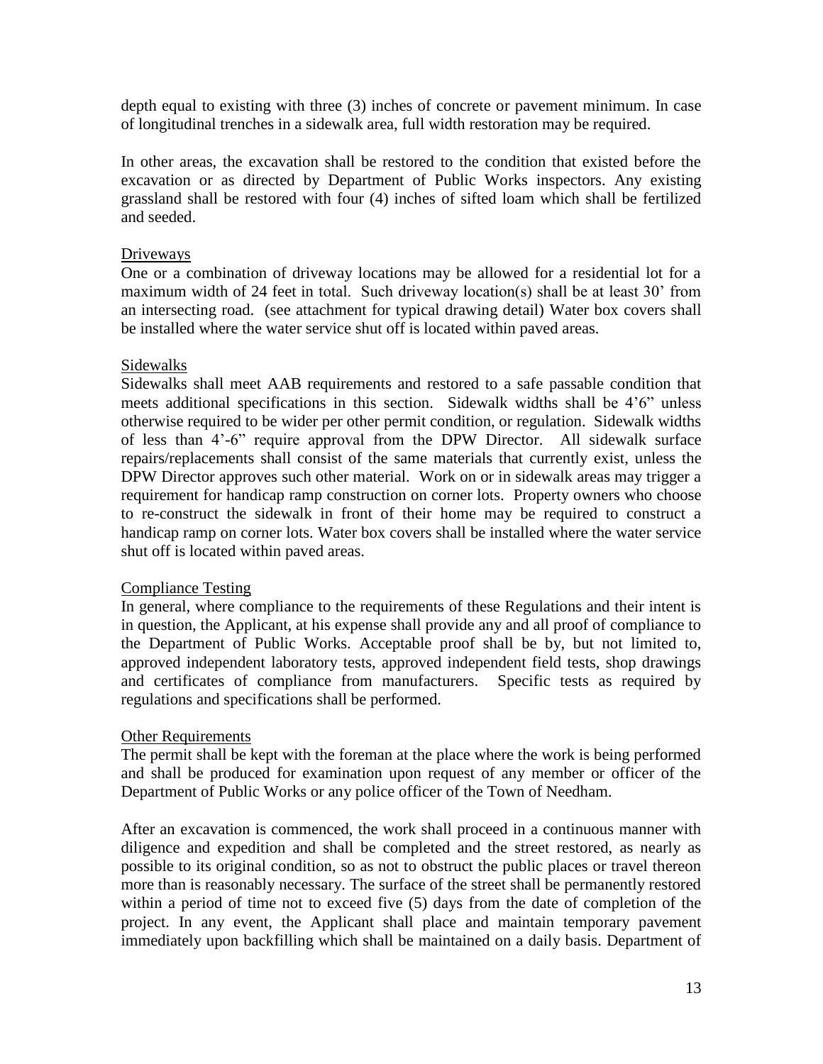depth equal to existing with three (3) inches of concrete or pavement minimum. In case of longitudinal trenches in a sidewalk area, full width restoration may be required.

In other areas, the excavation shall be restored to the condition that existed before the excavation or as directed by Department of Public Works inspectors. Any existing grassland shall be restored with four (4) inches of sifted loam which shall be fertilized and seeded.

<u>Driveways</u>

One or a combination of driveway locations may be allowed for a residential lot for a maximum width of 24 feet in total. Such driveway location(s) shall be at least 30' from an intersecting road. (see attachment for typical drawing detail) Water box covers shall be installed where the water service shut off is located within paved areas.

<u>Sidewalks</u>

Sidewalks shall meet AAB requirements and restored to a safe passable condition that meets additional specifications in this section. Sidewalk widths shall be 4'6" unless otherwise required to be wider per other permit condition, or regulation. Sidewalk widths of less than 4'-6" require approval from the DPW Director. All sidewalk surface repairs/replacements shall consist of the same materials that currently exist, unless the DPW Director approves such other material. Work on or in sidewalk areas may trigger a requirement for handicap ramp construction on corner lots. Property owners who choose to re-construct the sidewalk in front of their home may be required to construct a handicap ramp on corner lots. Water box covers shall be installed where the water service shut off is located within paved areas.

<u>Compliance Testing</u>

In general, where compliance to the requirements of these Regulations and their intent is in question, the Applicant, at his expense shall provide any and all proof of compliance to the Department of Public Works. Acceptable proof shall be by, but not limited to, approved independent laboratory tests, approved independent field tests, shop drawings and certificates of compliance from manufacturers. Specific tests as required by regulations and specifications shall be performed.

<u>Other Requirements</u>

The permit shall be kept with the foreman at the place where the work is being performed and shall be produced for examination upon request of any member or officer of the Department of Public Works or any police officer of the Town of Needham.

After an excavation is commenced, the work shall proceed in a continuous manner with diligence and expedition and shall be completed and the street restored, as nearly as possible to its original condition, so as not to obstruct the public places or travel thereon more than is reasonably necessary. The surface of the street shall be permanently restored within a period of time not to exceed five (5) days from the date of completion of the project. In any event, the Applicant shall place and maintain temporary pavement immediately upon backfilling which shall be maintained on a daily basis. Department of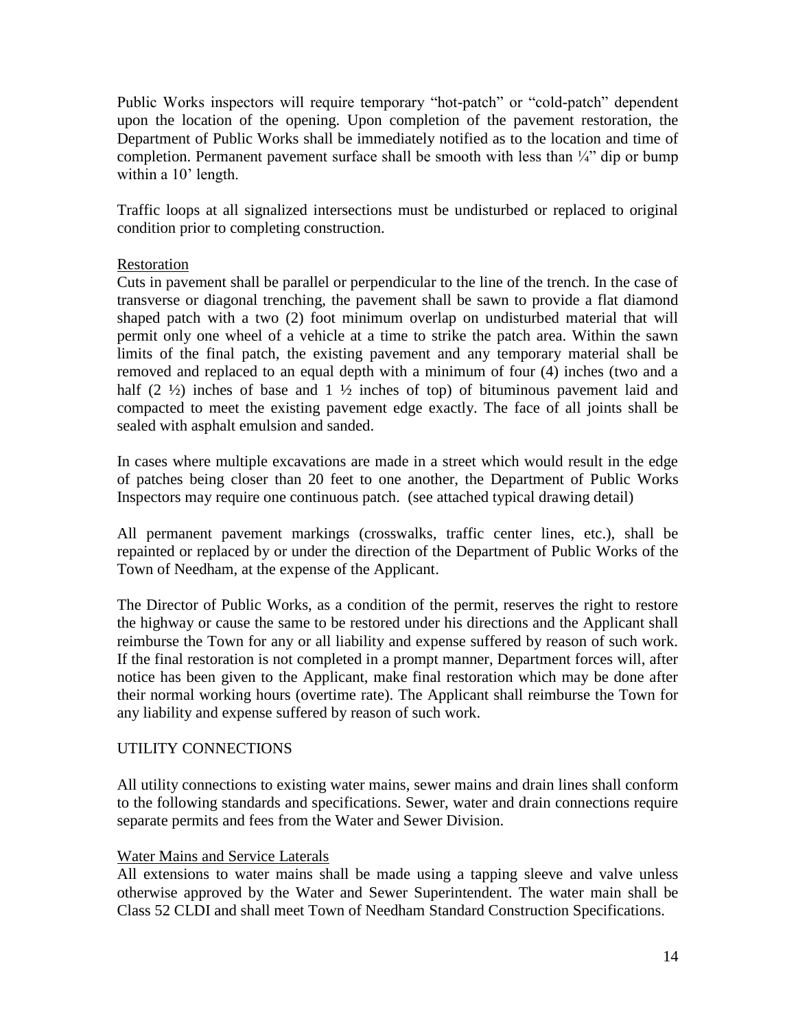Public Works inspectors will require temporary "hot-patch" or "cold-patch" dependent upon the location of the opening. Upon completion of the pavement restoration, the Department of Public Works shall be immediately notified as to the location and time of completion. Permanent pavement surface shall be smooth with less than ¼" dip or bump within a 10' length.

Traffic loops at all signalized intersections must be undisturbed or replaced to original condition prior to completing construction.

Restoration

Cuts in pavement shall be parallel or perpendicular to the line of the trench. In the case of transverse or diagonal trenching, the pavement shall be sawn to provide a flat diamond shaped patch with a two (2) foot minimum overlap on undisturbed material that will permit only one wheel of a vehicle at a time to strike the patch area. Within the sawn limits of the final patch, the existing pavement and any temporary material shall be removed and replaced to an equal depth with a minimum of four (4) inches (two and a half (2 ½) inches of base and 1 ½ inches of top) of bituminous pavement laid and compacted to meet the existing pavement edge exactly. The face of all joints shall be sealed with asphalt emulsion and sanded.

In cases where multiple excavations are made in a street which would result in the edge of patches being closer than 20 feet to one another, the Department of Public Works Inspectors may require one continuous patch. (see attached typical drawing detail)

All permanent pavement markings (crosswalks, traffic center lines, etc.), shall be repainted or replaced by or under the direction of the Department of Public Works of the Town of Needham, at the expense of the Applicant.

The Director of Public Works, as a condition of the permit, reserves the right to restore the highway or cause the same to be restored under his directions and the Applicant shall reimburse the Town for any or all liability and expense suffered by reason of such work. If the final restoration is not completed in a prompt manner, Department forces will, after notice has been given to the Applicant, make final restoration which may be done after their normal working hours (overtime rate). The Applicant shall reimburse the Town for any liability and expense suffered by reason of such work.

## UTILITY CONNECTIONS

All utility connections to existing water mains, sewer mains and drain lines shall conform to the following standards and specifications. Sewer, water and drain connections require separate permits and fees from the Water and Sewer Division.

Water Mains and Service Laterals

All extensions to water mains shall be made using a tapping sleeve and valve unless otherwise approved by the Water and Sewer Superintendent. The water main shall be Class 52 CLDI and shall meet Town of Needham Standard Construction Specifications.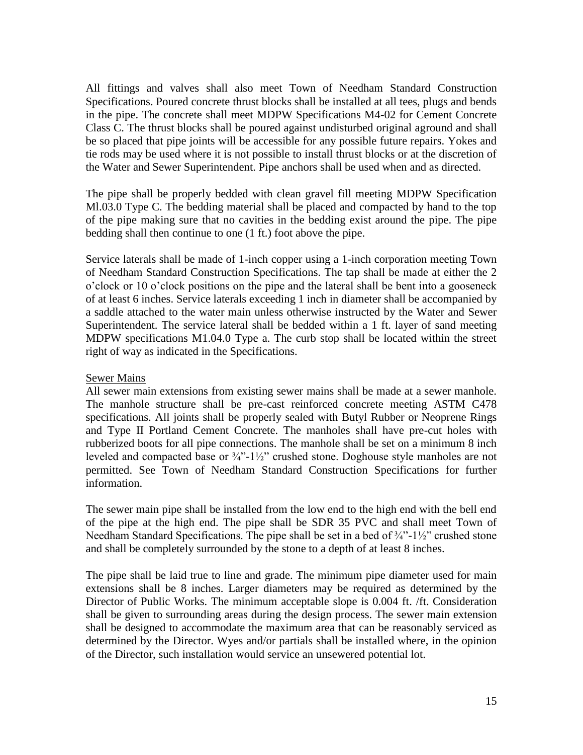All fittings and valves shall also meet Town of Needham Standard Construction Specifications. Poured concrete thrust blocks shall be installed at all tees, plugs and bends in the pipe. The concrete shall meet MDPW Specifications M4-02 for Cement Concrete Class C. The thrust blocks shall be poured against undisturbed original aground and shall be so placed that pipe joints will be accessible for any possible future repairs. Yokes and tie rods may be used where it is not possible to install thrust blocks or at the discretion of the Water and Sewer Superintendent. Pipe anchors shall be used when and as directed.

The pipe shall be properly bedded with clean gravel fill meeting MDPW Specification Ml.03.0 Type C. The bedding material shall be placed and compacted by hand to the top of the pipe making sure that no cavities in the bedding exist around the pipe. The pipe bedding shall then continue to one (1 ft.) foot above the pipe.

Service laterals shall be made of 1-inch copper using a 1-inch corporation meeting Town of Needham Standard Construction Specifications. The tap shall be made at either the 2 o'clock or 10 o'clock positions on the pipe and the lateral shall be bent into a gooseneck of at least 6 inches. Service laterals exceeding 1 inch in diameter shall be accompanied by a saddle attached to the water main unless otherwise instructed by the Water and Sewer Superintendent. The service lateral shall be bedded within a 1 ft. layer of sand meeting MDPW specifications M1.04.0 Type a. The curb stop shall be located within the street right of way as indicated in the Specifications.

Sewer Mains

All sewer main extensions from existing sewer mains shall be made at a sewer manhole. The manhole structure shall be pre-cast reinforced concrete meeting ASTM C478 specifications. All joints shall be properly sealed with Butyl Rubber or Neoprene Rings and Type II Portland Cement Concrete. The manholes shall have pre-cut holes with rubberized boots for all pipe connections. The manhole shall be set on a minimum 8 inch leveled and compacted base or ¾"-1½" crushed stone. Doghouse style manholes are not permitted. See Town of Needham Standard Construction Specifications for further information.

The sewer main pipe shall be installed from the low end to the high end with the bell end of the pipe at the high end. The pipe shall be SDR 35 PVC and shall meet Town of Needham Standard Specifications. The pipe shall be set in a bed of ¾"-1½" crushed stone and shall be completely surrounded by the stone to a depth of at least 8 inches.

The pipe shall be laid true to line and grade. The minimum pipe diameter used for main extensions shall be 8 inches. Larger diameters may be required as determined by the Director of Public Works. The minimum acceptable slope is 0.004 ft. /ft. Consideration shall be given to surrounding areas during the design process. The sewer main extension shall be designed to accommodate the maximum area that can be reasonably serviced as determined by the Director. Wyes and/or partials shall be installed where, in the opinion of the Director, such installation would service an unsewered potential lot.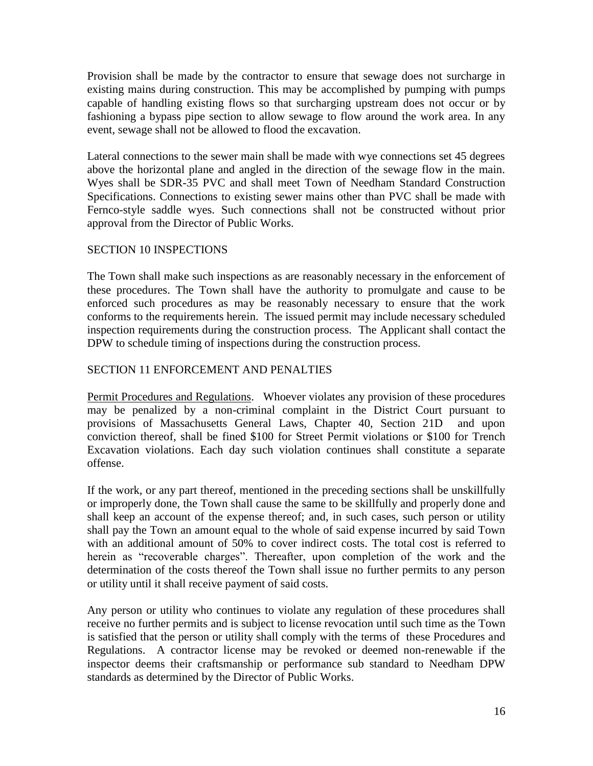Provision shall be made by the contractor to ensure that sewage does not surcharge in existing mains during construction. This may be accomplished by pumping with pumps capable of handling existing flows so that surcharging upstream does not occur or by fashioning a bypass pipe section to allow sewage to flow around the work area. In any event, sewage shall not be allowed to flood the excavation.

Lateral connections to the sewer main shall be made with wye connections set 45 degrees above the horizontal plane and angled in the direction of the sewage flow in the main. Wyes shall be SDR-35 PVC and shall meet Town of Needham Standard Construction Specifications. Connections to existing sewer mains other than PVC shall be made with Fernco-style saddle wyes. Such connections shall not be constructed without prior approval from the Director of Public Works.

## SECTION 10 INSPECTIONS

The Town shall make such inspections as are reasonably necessary in the enforcement of these procedures. The Town shall have the authority to promulgate and cause to be enforced such procedures as may be reasonably necessary to ensure that the work conforms to the requirements herein. The issued permit may include necessary scheduled inspection requirements during the construction process. The Applicant shall contact the DPW to schedule timing of inspections during the construction process.

## SECTION 11 ENFORCEMENT AND PENALTIES

<u>Permit Procedures and Regulations</u>. Whoever violates any provision of these procedures may be penalized by a non-criminal complaint in the District Court pursuant to provisions of Massachusetts General Laws, Chapter 40, Section 21D and upon conviction thereof, shall be fined $100 for Street Permit violations or $100 for Trench Excavation violations. Each day such violation continues shall constitute a separate offense.

If the work, or any part thereof, mentioned in the preceding sections shall be unskillfully or improperly done, the Town shall cause the same to be skillfully and properly done and shall keep an account of the expense thereof; and, in such cases, such person or utility shall pay the Town an amount equal to the whole of said expense incurred by said Town with an additional amount of 50% to cover indirect costs. The total cost is referred to herein as "recoverable charges". Thereafter, upon completion of the work and the determination of the costs thereof the Town shall issue no further permits to any person or utility until it shall receive payment of said costs.

Any person or utility who continues to violate any regulation of these procedures shall receive no further permits and is subject to license revocation until such time as the Town is satisfied that the person or utility shall comply with the terms of these Procedures and Regulations. A contractor license may be revoked or deemed non-renewable if the inspector deems their craftsmanship or performance sub standard to Needham DPW standards as determined by the Director of Public Works.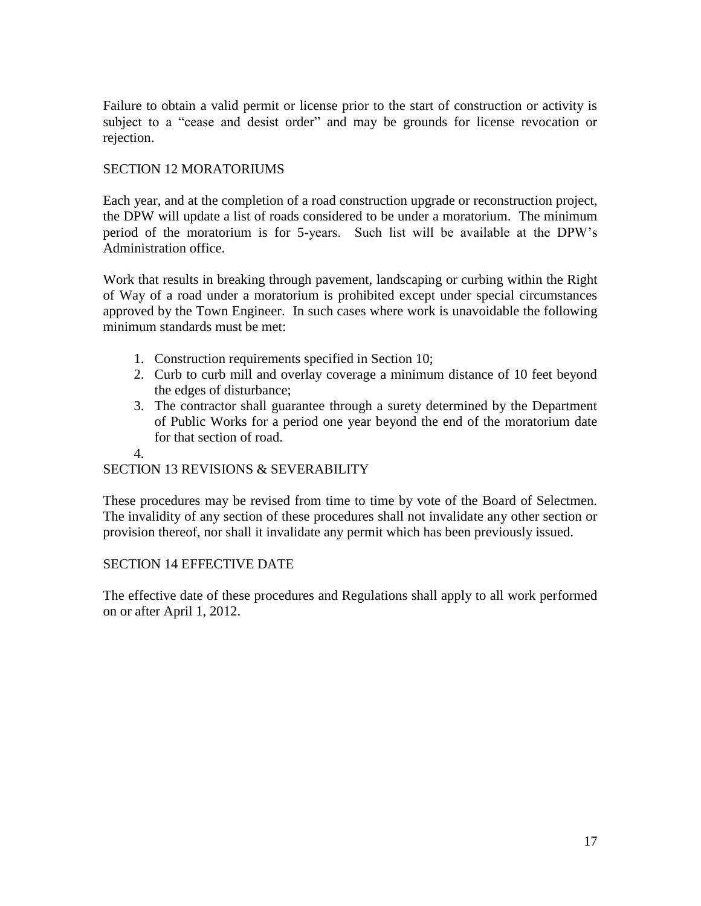Failure to obtain a valid permit or license prior to the start of construction or activity is subject to a “cease and desist order” and may be grounds for license revocation or rejection.

## SECTION 12 MORATORIUMS

Each year, and at the completion of a road construction upgrade or reconstruction project, the DPW will update a list of roads considered to be under a moratorium. The minimum period of the moratorium is for 5-years. Such list will be available at the DPW’s Administration office.

Work that results in breaking through pavement, landscaping or curbing within the Right of Way of a road under a moratorium is prohibited except under special circumstances approved by the Town Engineer. In such cases where work is unavoidable the following minimum standards must be met:

1. Construction requirements specified in Section 10;
2. Curb to curb mill and overlay coverage a minimum distance of 10 feet beyond the edges of disturbance;
3. The contractor shall guarantee through a surety determined by the Department of Public Works for a period one year beyond the end of the moratorium date for that section of road.
4.

## SECTION 13 REVISIONS & SEVERABILITY

These procedures may be revised from time to time by vote of the Board of Selectmen. The invalidity of any section of these procedures shall not invalidate any other section or provision thereof, nor shall it invalidate any permit which has been previously issued.

## SECTION 14 EFFECTIVE DATE

The effective date of these procedures and Regulations shall apply to all work performed on or after April 1, 2012.